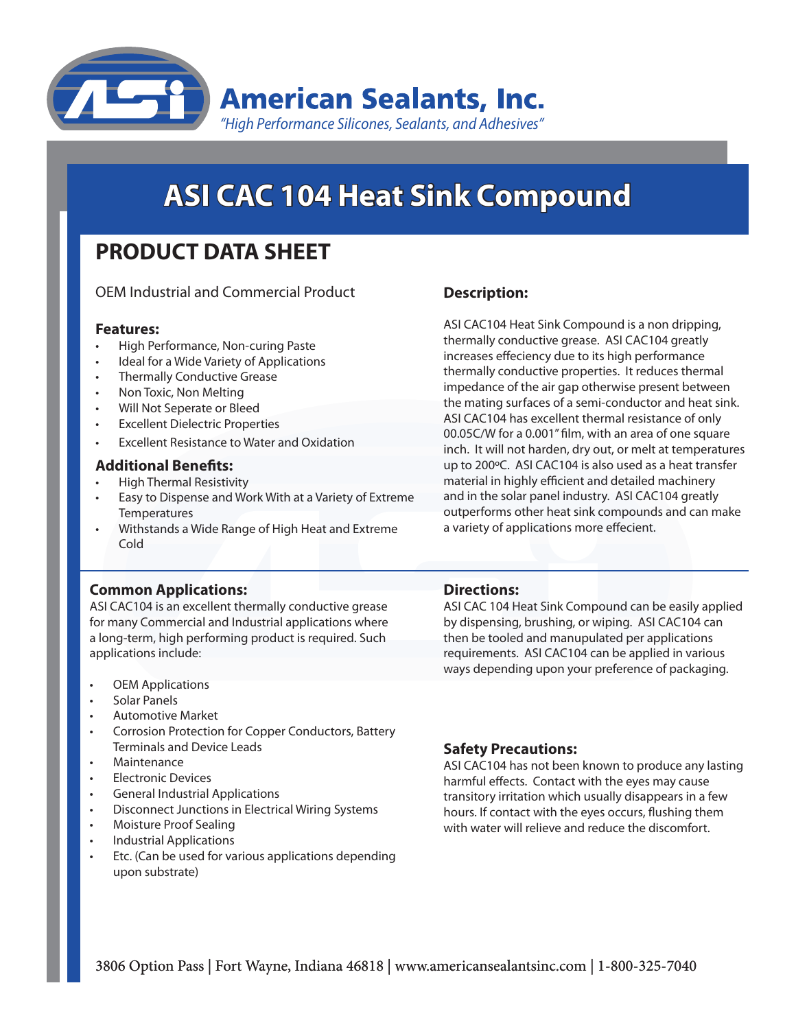# American Sealants, Inc.

*"High Performance Silicones, Sealants, and Adhesives"*

# ASI CAC 104 Heat Sink Compound

## PRODUCT DATA SHEET

OEM Industrial and Commercial Product

### Features:

- High Performance, Non-curing Paste
- Ideal for a Wide Variety of Applications
- Thermally Conductive Grease
- Non Toxic, Non Melting
- Will Not Seperate or Bleed
- Excellent Dielectric Properties
- Excellent Resistance to Water and Oxidation

### Additional Benefits:

- High Thermal Resistivity
- Easy to Dispense and Work With at a Variety of Extreme Temperatures
- Withstands a Wide Range of High Heat and Extreme Cold

### Description:

ASI CAC104 Heat Sink Compound is a non dripping, thermally conductive grease. ASI CAC104 greatly increases effeciency due to its high performance thermally conductive properties. It reduces thermal impedance of the air gap otherwise present between the mating surfaces of a semi-conductor and heat sink. ASI CAC104 has excellent thermal resistance of only 00.05C/W for a 0.001" film, with an area of one square inch. It will not harden, dry out, or melt at temperatures up to 200ºC. ASI CAC104 is also used as a heat transfer material in highly efficient and detailed machinery and in the solar panel industry. ASI CAC104 greatly outperforms other heat sink compounds and can make a variety of applications more effecient.

### Common Applications:

ASI CAC104 is an excellent thermally conductive grease for many Commercial and Industrial applications where a long-term, high performing product is required. Such applications include:

- OEM Applications
- Solar Panels
- Automotive Market
- Corrosion Protection for Copper Conductors, Battery Terminals and Device Leads
- Maintenance
- Electronic Devices
- General Industrial Applications
- Disconnect Junctions in Electrical Wiring Systems
- Moisture Proof Sealing
- Industrial Applications
- Etc. (Can be used for various applications depending upon substrate)

### Directions:

ASI CAC 104 Heat Sink Compound can be easily applied by dispensing, brushing, or wiping. ASI CAC104 can then be tooled and manupulated per applications requirements. ASI CAC104 can be applied in various ways depending upon your preference of packaging.

### Safety Precautions:

ASI CAC104 has not been known to produce any lasting harmful effects. Contact with the eyes may cause transitory irritation which usually disappears in a few hours. If contact with the eyes occurs, flushing them with water will relieve and reduce the discomfort.

3806 Option Pass | Fort Wayne, Indiana 46818 | www.americansealantsinc.com | 1-800-325-7040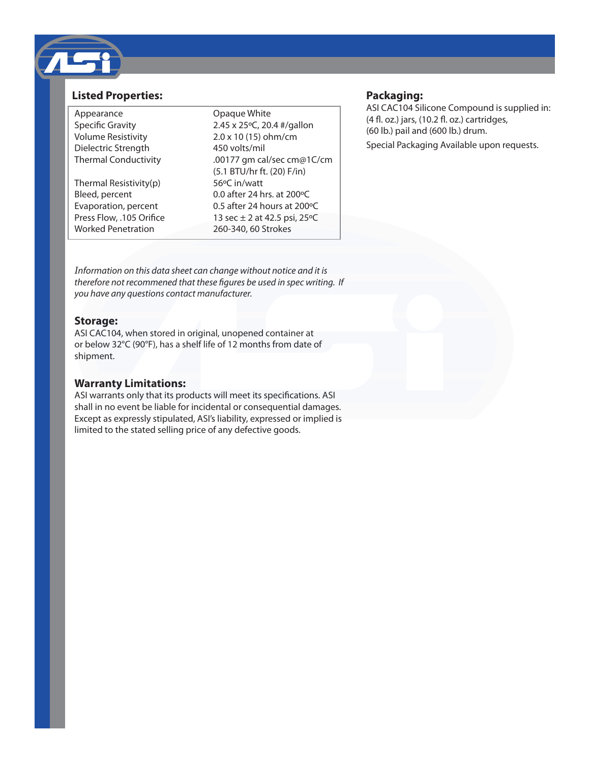## Listed Properties:

| | |
|---|---|
| Appearance | Opaque White |
| Specific Gravity | 2.45 x 25ºC, 20.4 #/gallon |
| Volume Resistivity | 2.0 x 10 (15) ohm/cm |
| Dielectric Strength | 450 volts/mil |
| Thermal Conductivity | .00177 gm cal/sec cm@1C/cm (5.1 BTU/hr ft. (20) F/in) |
| Thermal Resistivity(p) | 56ºC in/watt |
| Bleed, percent | 0.0 after 24 hrs. at 200ºC |
| Evaporation, percent | 0.5 after 24 hours at 200ºC |
| Press Flow, .105 Orifice | 13 sec ± 2 at 42.5 psi, 25ºC |
| Worked Penetration | 260-340, 60 Strokes |

*Information on this data sheet can change without notice and it is therefore not recommened that these figures be used in spec writing. If you have any questions contact manufacturer.*

## Storage:

ASI CAC104, when stored in original, unopened container at or below 32°C (90°F), has a shelf life of 12 months from date of shipment.

## Warranty Limitations:

ASI warrants only that its products will meet its specifications. ASI shall in no event be liable for incidental or consequential damages. Except as expressly stipulated, ASI's liability, expressed or implied is limited to the stated selling price of any defective goods.

## Packaging:

ASI CAC104 Silicone Compound is supplied in: (4 fl. oz.) jars, (10.2 fl. oz.) cartridges, (60 lb.) pail and (600 lb.) drum.

Special Packaging Available upon requests.